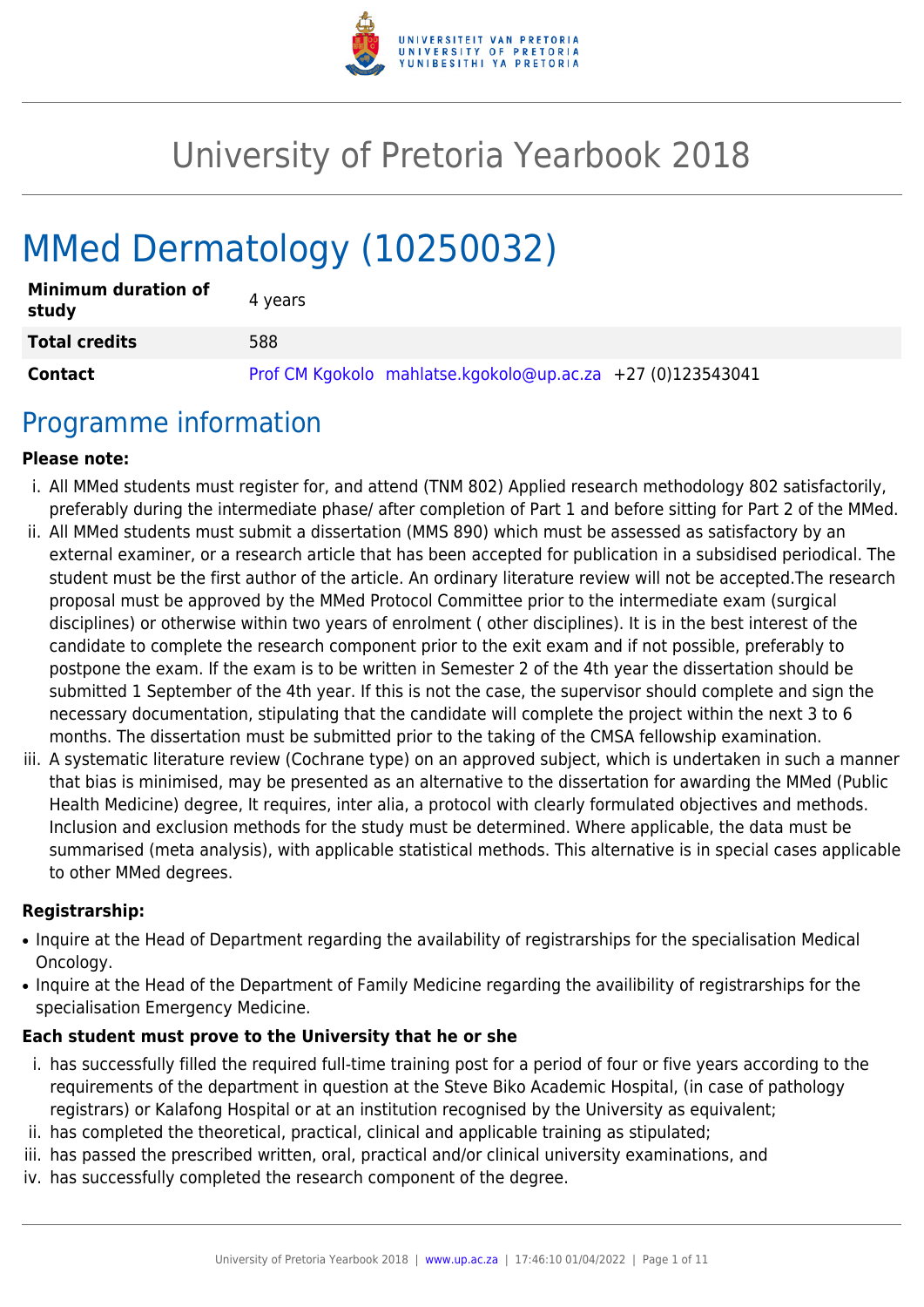# University of Pretoria Yearbook 2018

# MMed Dermatology (10250032)

| | |
|---|---|
| **Minimum duration of study** | 4 years |
| **Total credits** | 588 |
| **Contact** | Prof CM Kgokolo mahlatse.kgokolo@up.ac.za +27 (0)123543041 |

## Programme information

**Please note:**

i. All MMed students must register for, and attend (TNM 802) Applied research methodology 802 satisfactorily, preferably during the intermediate phase/ after completion of Part 1 and before sitting for Part 2 of the MMed.

ii. All MMed students must submit a dissertation (MMS 890) which must be assessed as satisfactory by an external examiner, or a research article that has been accepted for publication in a subsidised periodical. The student must be the first author of the article. An ordinary literature review will not be accepted.The research proposal must be approved by the MMed Protocol Committee prior to the intermediate exam (surgical disciplines) or otherwise within two years of enrolment ( other disciplines). It is in the best interest of the candidate to complete the research component prior to the exit exam and if not possible, preferably to postpone the exam. If the exam is to be written in Semester 2 of the 4th year the dissertation should be submitted 1 September of the 4th year. If this is not the case, the supervisor should complete and sign the necessary documentation, stipulating that the candidate will complete the project within the next 3 to 6 months. The dissertation must be submitted prior to the taking of the CMSA fellowship examination.

iii. A systematic literature review (Cochrane type) on an approved subject, which is undertaken in such a manner that bias is minimised, may be presented as an alternative to the dissertation for awarding the MMed (Public Health Medicine) degree, It requires, inter alia, a protocol with clearly formulated objectives and methods. Inclusion and exclusion methods for the study must be determined. Where applicable, the data must be summarised (meta analysis), with applicable statistical methods. This alternative is in special cases applicable to other MMed degrees.

**Registrarship:**

- Inquire at the Head of Department regarding the availability of registrarships for the specialisation Medical Oncology.
- Inquire at the Head of the Department of Family Medicine regarding the availibility of registrarships for the specialisation Emergency Medicine.

**Each student must prove to the University that he or she**

i. has successfully filled the required full-time training post for a period of four or five years according to the requirements of the department in question at the Steve Biko Academic Hospital, (in case of pathology registrars) or Kalafong Hospital or at an institution recognised by the University as equivalent;

ii. has completed the theoretical, practical, clinical and applicable training as stipulated;

iii. has passed the prescribed written, oral, practical and/or clinical university examinations, and

iv. has successfully completed the research component of the degree.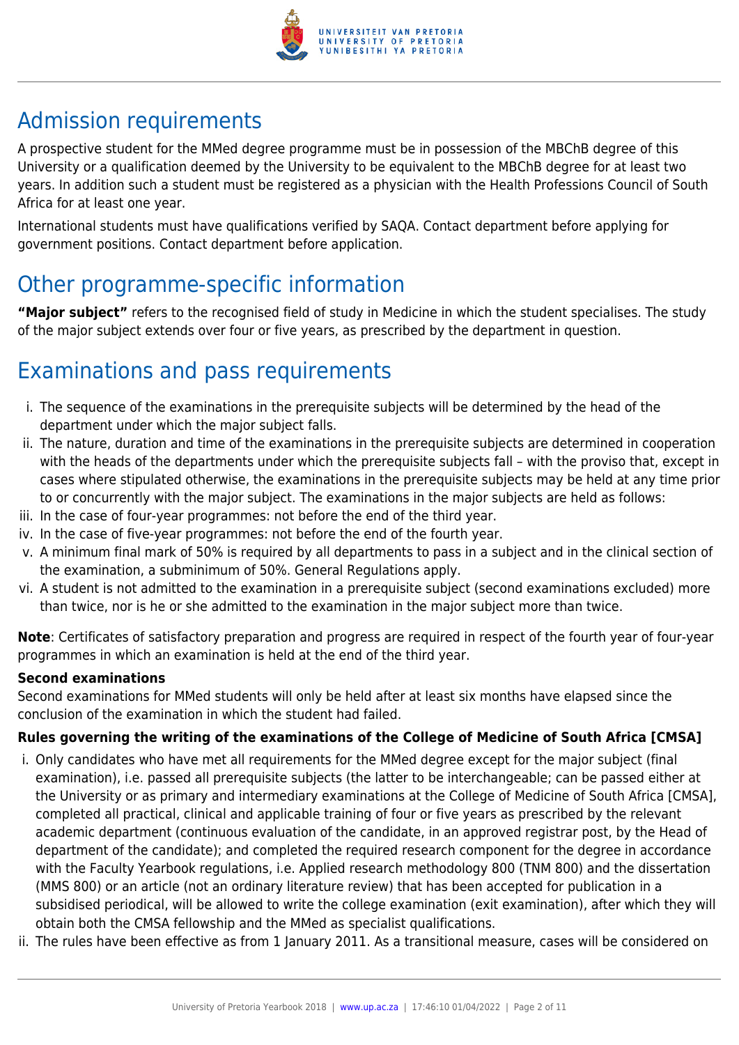## Admission requirements

A prospective student for the MMed degree programme must be in possession of the MBChB degree of this University or a qualification deemed by the University to be equivalent to the MBChB degree for at least two years. In addition such a student must be registered as a physician with the Health Professions Council of South Africa for at least one year.

International students must have qualifications verified by SAQA. Contact department before applying for government positions. Contact department before application.

## Other programme-specific information

**"Major subject"** refers to the recognised field of study in Medicine in which the student specialises. The study of the major subject extends over four or five years, as prescribed by the department in question.

## Examinations and pass requirements

i. The sequence of the examinations in the prerequisite subjects will be determined by the head of the department under which the major subject falls.
ii. The nature, duration and time of the examinations in the prerequisite subjects are determined in cooperation with the heads of the departments under which the prerequisite subjects fall – with the proviso that, except in cases where stipulated otherwise, the examinations in the prerequisite subjects may be held at any time prior to or concurrently with the major subject. The examinations in the major subjects are held as follows:
iii. In the case of four-year programmes: not before the end of the third year.
iv. In the case of five-year programmes: not before the end of the fourth year.
v. A minimum final mark of 50% is required by all departments to pass in a subject and in the clinical section of the examination, a subminimum of 50%. General Regulations apply.
vi. A student is not admitted to the examination in a prerequisite subject (second examinations excluded) more than twice, nor is he or she admitted to the examination in the major subject more than twice.

**Note**: Certificates of satisfactory preparation and progress are required in respect of the fourth year of four-year programmes in which an examination is held at the end of the third year.

**Second examinations**
Second examinations for MMed students will only be held after at least six months have elapsed since the conclusion of the examination in which the student had failed.

**Rules governing the writing of the examinations of the College of Medicine of South Africa [CMSA]**

i. Only candidates who have met all requirements for the MMed degree except for the major subject (final examination), i.e. passed all prerequisite subjects (the latter to be interchangeable; can be passed either at the University or as primary and intermediary examinations at the College of Medicine of South Africa [CMSA], completed all practical, clinical and applicable training of four or five years as prescribed by the relevant academic department (continuous evaluation of the candidate, in an approved registrar post, by the Head of department of the candidate); and completed the required research component for the degree in accordance with the Faculty Yearbook regulations, i.e. Applied research methodology 800 (TNM 800) and the dissertation (MMS 800) or an article (not an ordinary literature review) that has been accepted for publication in a subsidised periodical, will be allowed to write the college examination (exit examination), after which they will obtain both the CMSA fellowship and the MMed as specialist qualifications.
ii. The rules have been effective as from 1 January 2011. As a transitional measure, cases will be considered on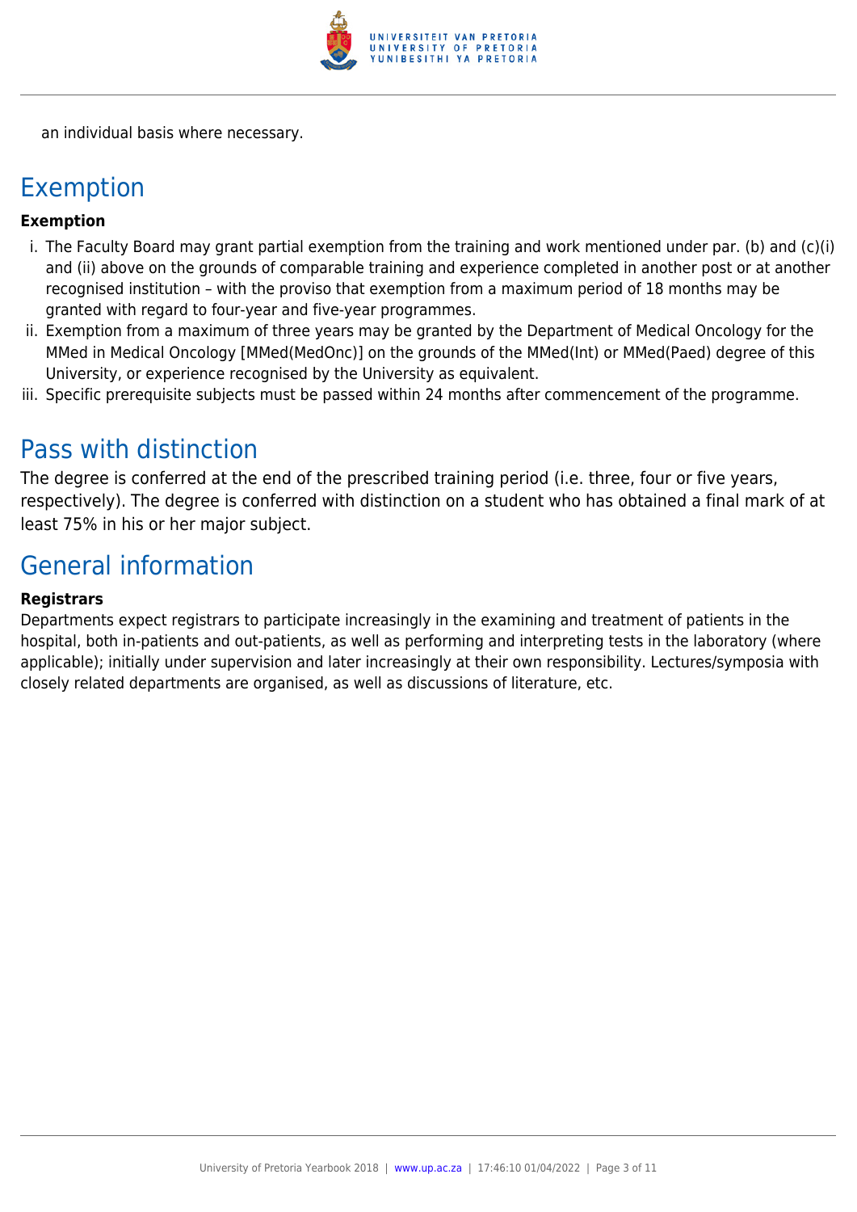an individual basis where necessary.

## Exemption

**Exemption**

i. The Faculty Board may grant partial exemption from the training and work mentioned under par. (b) and (c)(i) and (ii) above on the grounds of comparable training and experience completed in another post or at another recognised institution – with the proviso that exemption from a maximum period of 18 months may be granted with regard to four-year and five-year programmes.
ii. Exemption from a maximum of three years may be granted by the Department of Medical Oncology for the MMed in Medical Oncology [MMed(MedOnc)] on the grounds of the MMed(Int) or MMed(Paed) degree of this University, or experience recognised by the University as equivalent.
iii. Specific prerequisite subjects must be passed within 24 months after commencement of the programme.

## Pass with distinction

The degree is conferred at the end of the prescribed training period (i.e. three, four or five years, respectively). The degree is conferred with distinction on a student who has obtained a final mark of at least 75% in his or her major subject.

## General information

**Registrars**

Departments expect registrars to participate increasingly in the examining and treatment of patients in the hospital, both in-patients and out-patients, as well as performing and interpreting tests in the laboratory (where applicable); initially under supervision and later increasingly at their own responsibility. Lectures/symposia with closely related departments are organised, as well as discussions of literature, etc.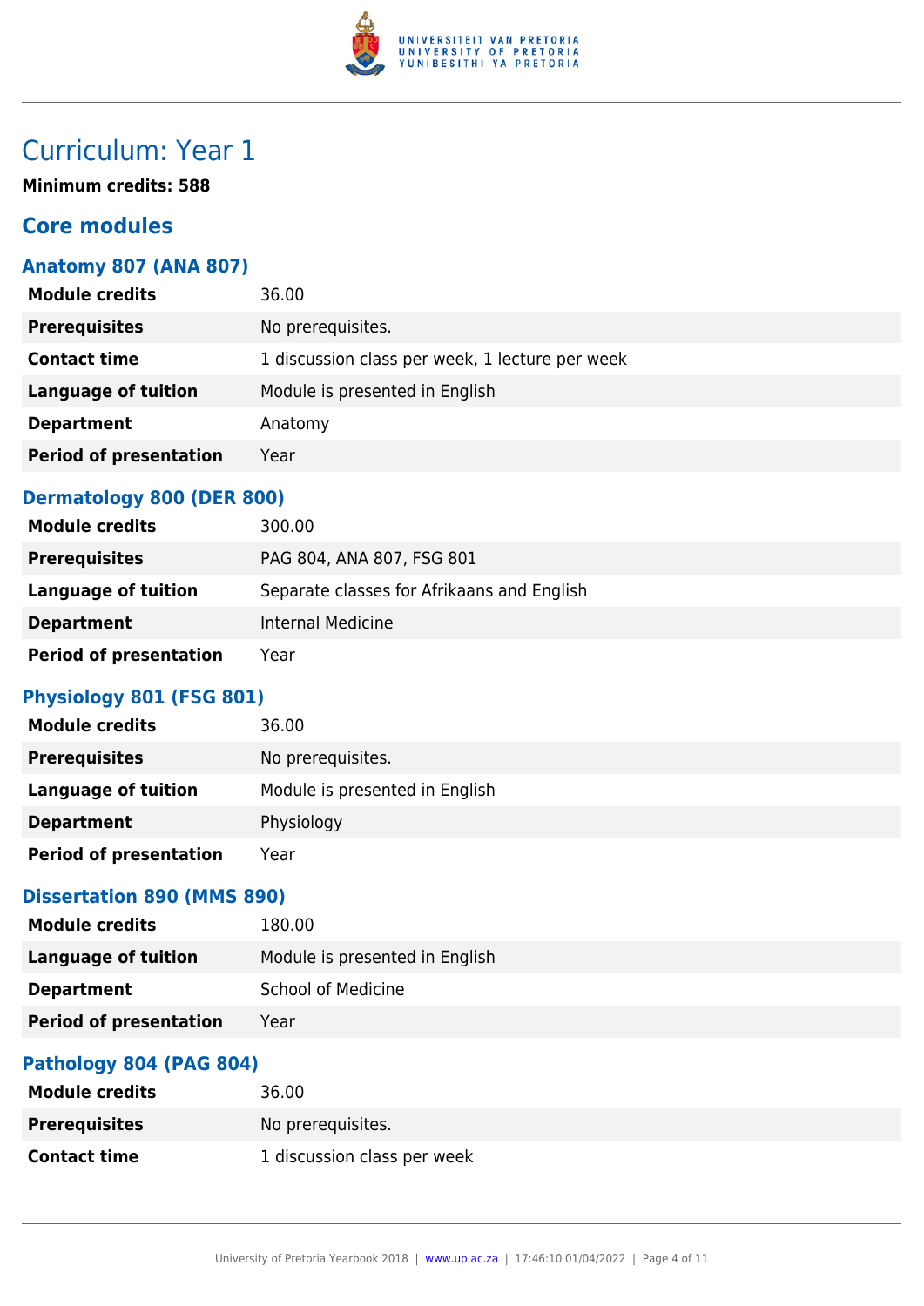# Curriculum: Year 1

**Minimum credits: 588**

## Core modules

### Anatomy 807 (ANA 807)

| | |
|---|---|
| **Module credits** | 36.00 |
| **Prerequisites** | No prerequisites. |
| **Contact time** | 1 discussion class per week, 1 lecture per week |
| **Language of tuition** | Module is presented in English |
| **Department** | Anatomy |
| **Period of presentation** | Year |

### Dermatology 800 (DER 800)

| | |
|---|---|
| **Module credits** | 300.00 |
| **Prerequisites** | PAG 804, ANA 807, FSG 801 |
| **Language of tuition** | Separate classes for Afrikaans and English |
| **Department** | Internal Medicine |
| **Period of presentation** | Year |

### Physiology 801 (FSG 801)

| | |
|---|---|
| **Module credits** | 36.00 |
| **Prerequisites** | No prerequisites. |
| **Language of tuition** | Module is presented in English |
| **Department** | Physiology |
| **Period of presentation** | Year |

### Dissertation 890 (MMS 890)

| | |
|---|---|
| **Module credits** | 180.00 |
| **Language of tuition** | Module is presented in English |
| **Department** | School of Medicine |
| **Period of presentation** | Year |

### Pathology 804 (PAG 804)

| | |
|---|---|
| **Module credits** | 36.00 |
| **Prerequisites** | No prerequisites. |
| **Contact time** | 1 discussion class per week |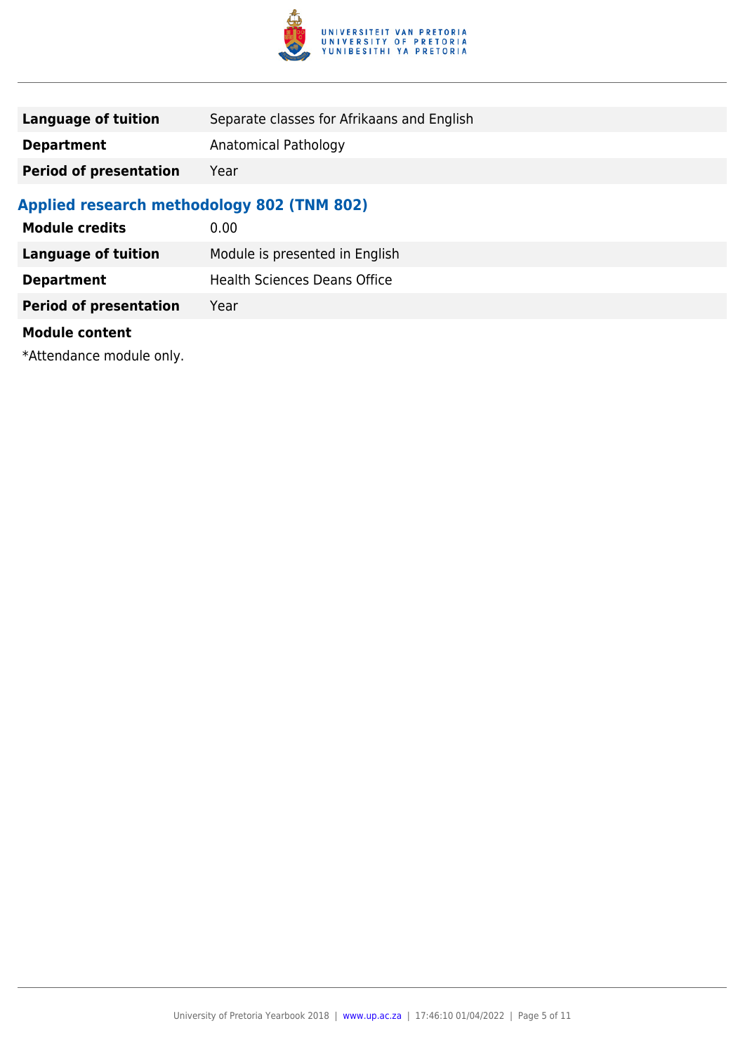| | |
|---|---|
| **Language of tuition** | Separate classes for Afrikaans and English |
| **Department** | Anatomical Pathology |
| **Period of presentation** | Year |

### Applied research methodology 802 (TNM 802)

| | |
|---|---|
| **Module credits** | 0.00 |
| **Language of tuition** | Module is presented in English |
| **Department** | Health Sciences Deans Office |
| **Period of presentation** | Year |

**Module content**

*Attendance module only.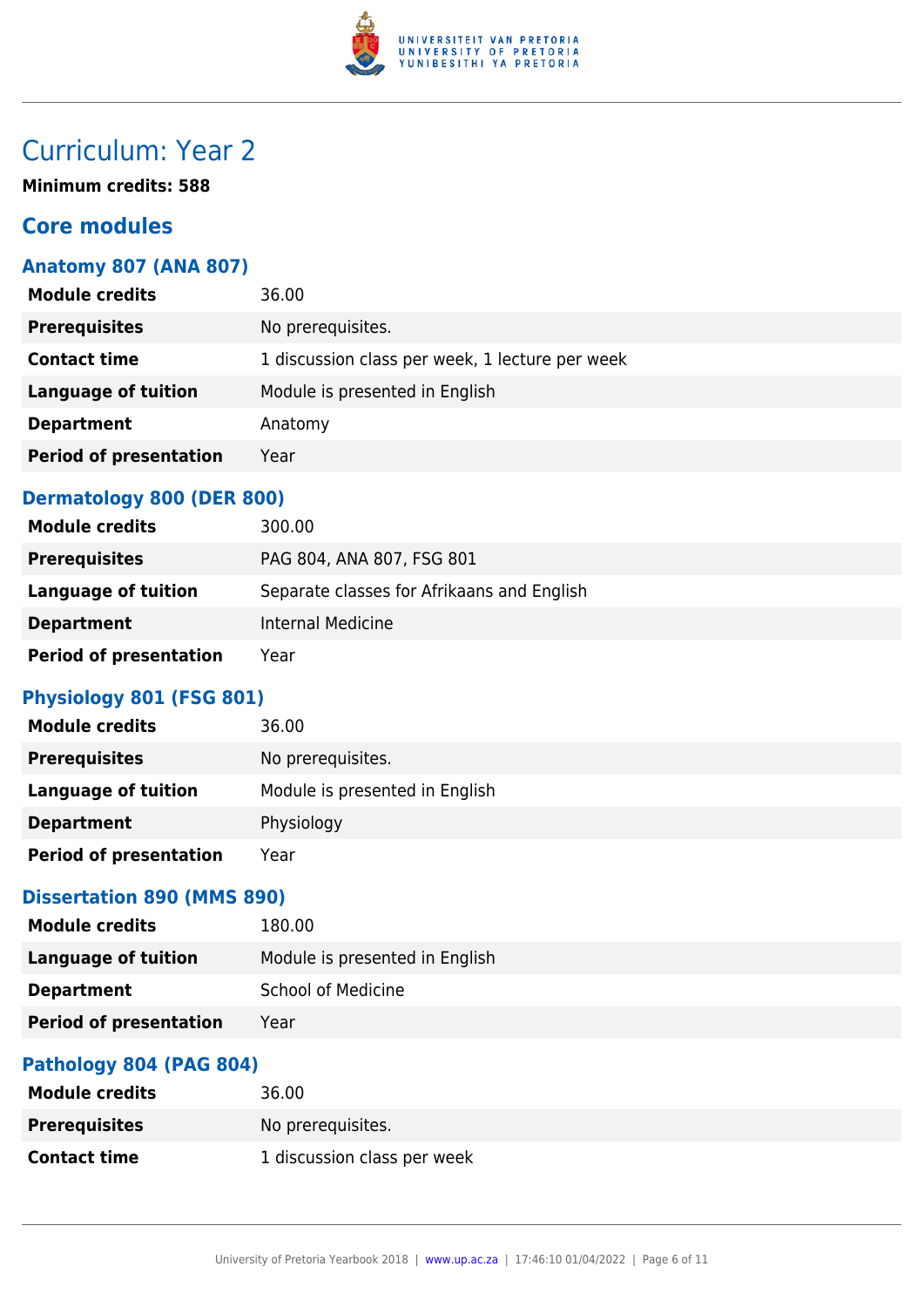# Curriculum: Year 2

**Minimum credits: 588**

## Core modules

### Anatomy 807 (ANA 807)

| | |
|---|---|
| **Module credits** | 36.00 |
| **Prerequisites** | No prerequisites. |
| **Contact time** | 1 discussion class per week, 1 lecture per week |
| **Language of tuition** | Module is presented in English |
| **Department** | Anatomy |
| **Period of presentation** | Year |

### Dermatology 800 (DER 800)

| | |
|---|---|
| **Module credits** | 300.00 |
| **Prerequisites** | PAG 804, ANA 807, FSG 801 |
| **Language of tuition** | Separate classes for Afrikaans and English |
| **Department** | Internal Medicine |
| **Period of presentation** | Year |

### Physiology 801 (FSG 801)

| | |
|---|---|
| **Module credits** | 36.00 |
| **Prerequisites** | No prerequisites. |
| **Language of tuition** | Module is presented in English |
| **Department** | Physiology |
| **Period of presentation** | Year |

### Dissertation 890 (MMS 890)

| | |
|---|---|
| **Module credits** | 180.00 |
| **Language of tuition** | Module is presented in English |
| **Department** | School of Medicine |
| **Period of presentation** | Year |

### Pathology 804 (PAG 804)

| | |
|---|---|
| **Module credits** | 36.00 |
| **Prerequisites** | No prerequisites. |
| **Contact time** | 1 discussion class per week |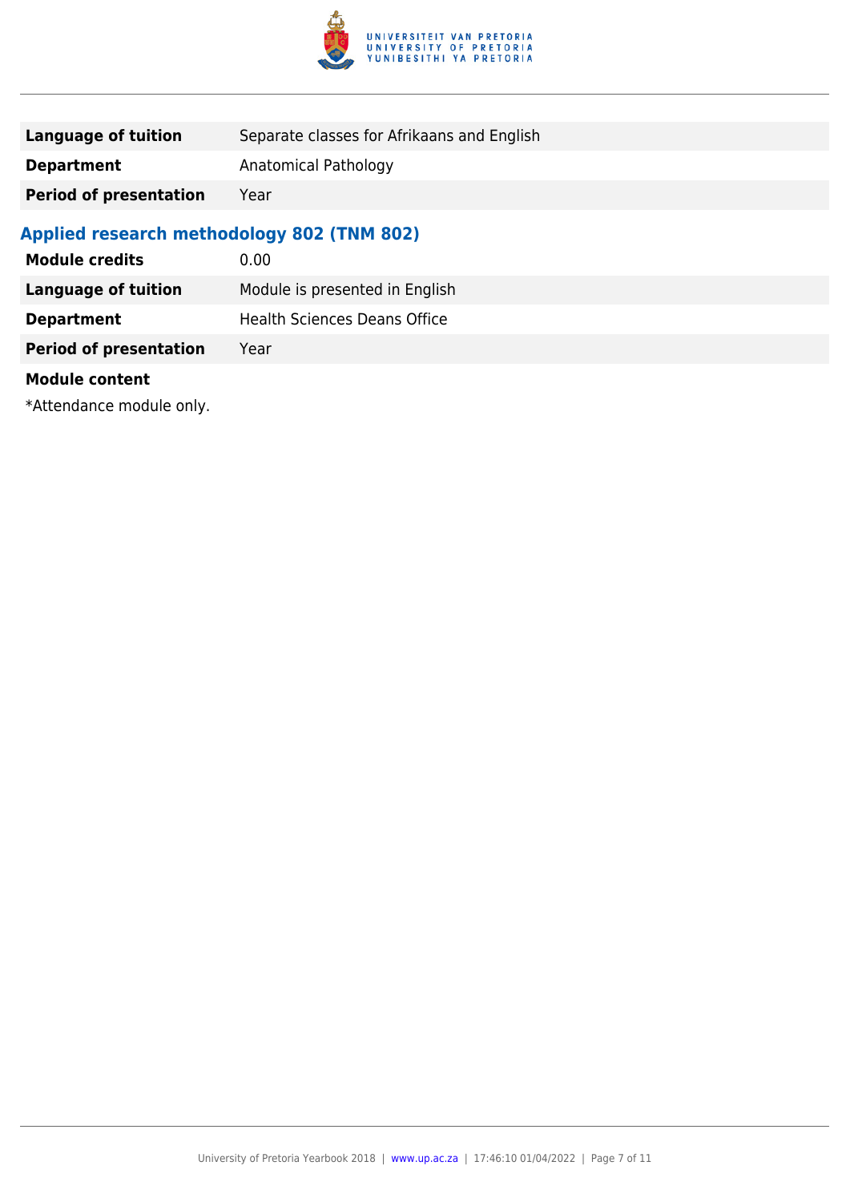| | |
|---|---|
| **Language of tuition** | Separate classes for Afrikaans and English |
| **Department** | Anatomical Pathology |
| **Period of presentation** | Year |

### Applied research methodology 802 (TNM 802)

| | |
|---|---|
| **Module credits** | 0.00 |
| **Language of tuition** | Module is presented in English |
| **Department** | Health Sciences Deans Office |
| **Period of presentation** | Year |

**Module content**

*Attendance module only.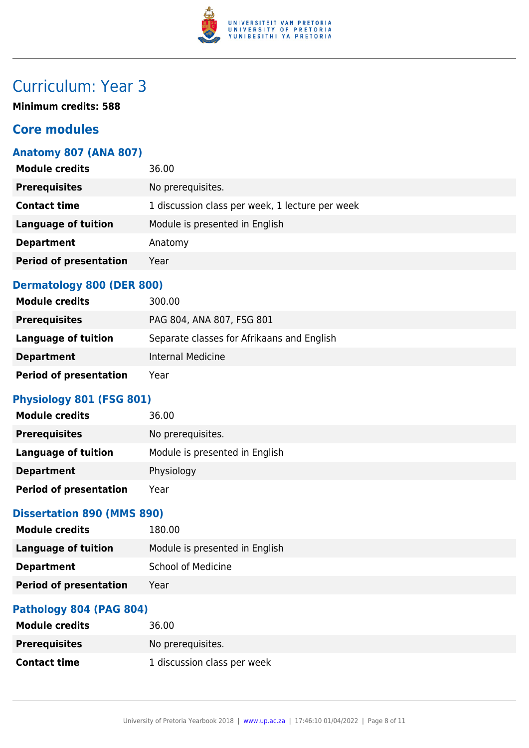# Curriculum: Year 3

**Minimum credits: 588**

## Core modules

### Anatomy 807 (ANA 807)

| | |
|---|---|
| **Module credits** | 36.00 |
| **Prerequisites** | No prerequisites. |
| **Contact time** | 1 discussion class per week, 1 lecture per week |
| **Language of tuition** | Module is presented in English |
| **Department** | Anatomy |
| **Period of presentation** | Year |

### Dermatology 800 (DER 800)

| | |
|---|---|
| **Module credits** | 300.00 |
| **Prerequisites** | PAG 804, ANA 807, FSG 801 |
| **Language of tuition** | Separate classes for Afrikaans and English |
| **Department** | Internal Medicine |
| **Period of presentation** | Year |

### Physiology 801 (FSG 801)

| | |
|---|---|
| **Module credits** | 36.00 |
| **Prerequisites** | No prerequisites. |
| **Language of tuition** | Module is presented in English |
| **Department** | Physiology |
| **Period of presentation** | Year |

### Dissertation 890 (MMS 890)

| | |
|---|---|
| **Module credits** | 180.00 |
| **Language of tuition** | Module is presented in English |
| **Department** | School of Medicine |
| **Period of presentation** | Year |

### Pathology 804 (PAG 804)

| | |
|---|---|
| **Module credits** | 36.00 |
| **Prerequisites** | No prerequisites. |
| **Contact time** | 1 discussion class per week |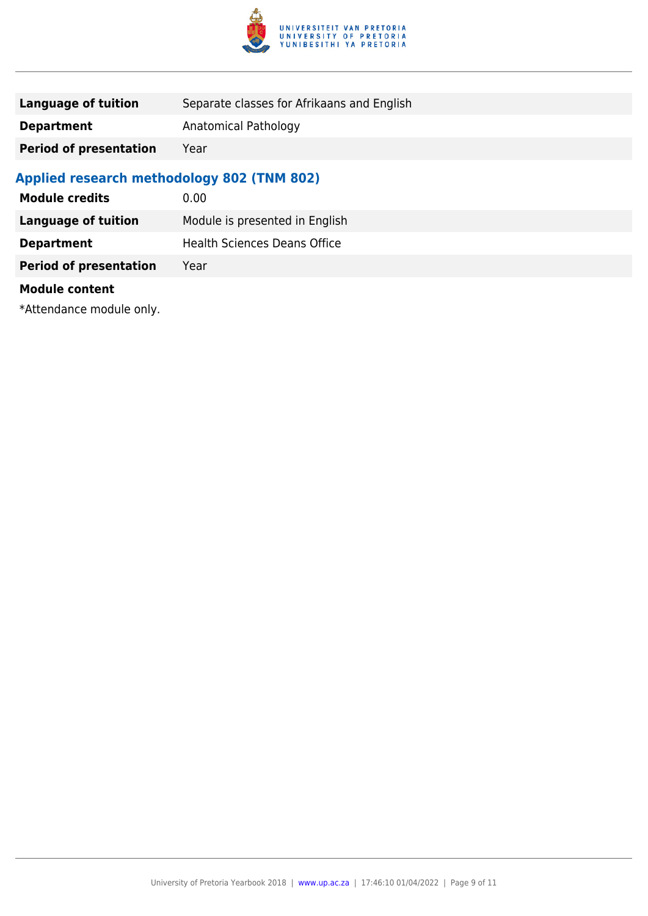| | |
|---|---|
| **Language of tuition** | Separate classes for Afrikaans and English |
| **Department** | Anatomical Pathology |
| **Period of presentation** | Year |

### Applied research methodology 802 (TNM 802)

| | |
|---|---|
| **Module credits** | 0.00 |
| **Language of tuition** | Module is presented in English |
| **Department** | Health Sciences Deans Office |
| **Period of presentation** | Year |

**Module content**

*Attendance module only.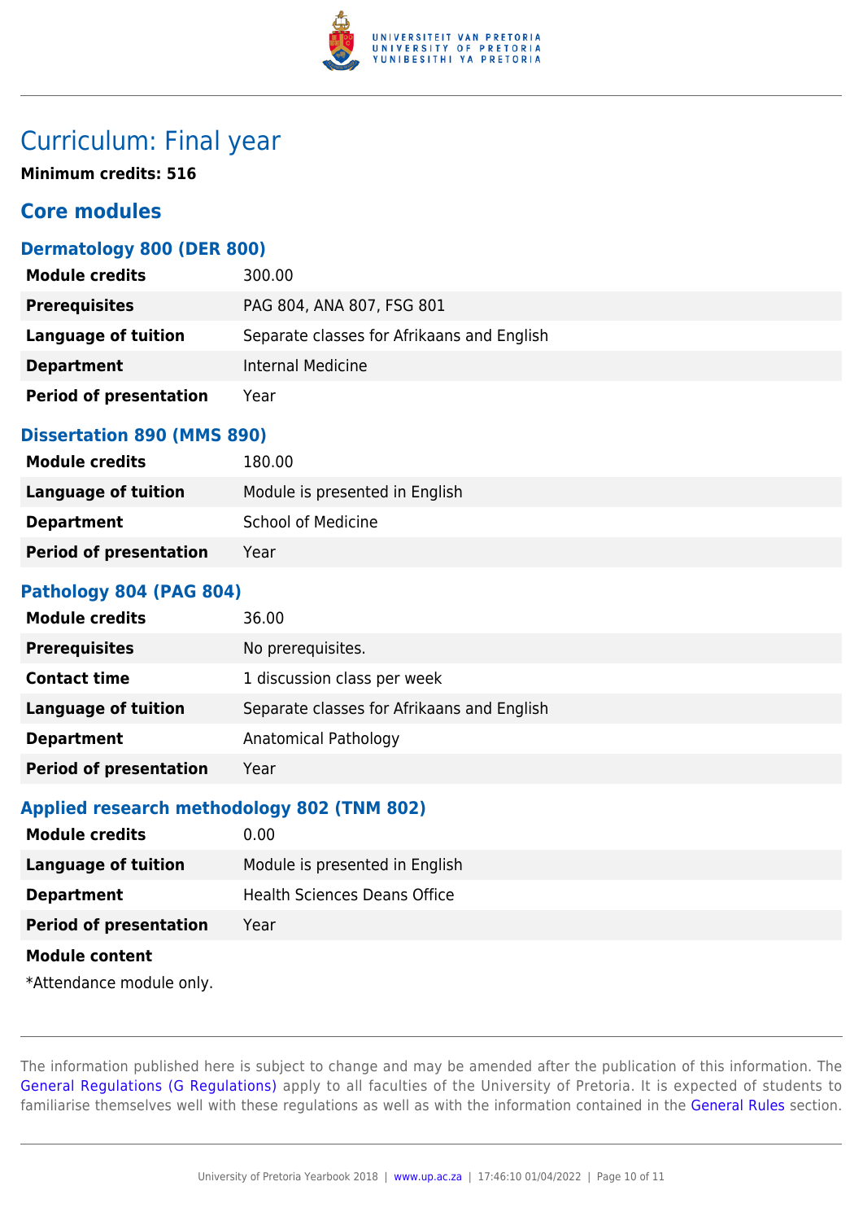# Curriculum: Final year

**Minimum credits: 516**

## Core modules

### Dermatology 800 (DER 800)

| | |
|---|---|
| **Module credits** | 300.00 |
| **Prerequisites** | PAG 804, ANA 807, FSG 801 |
| **Language of tuition** | Separate classes for Afrikaans and English |
| **Department** | Internal Medicine |
| **Period of presentation** | Year |

### Dissertation 890 (MMS 890)

| | |
|---|---|
| **Module credits** | 180.00 |
| **Language of tuition** | Module is presented in English |
| **Department** | School of Medicine |
| **Period of presentation** | Year |

### Pathology 804 (PAG 804)

| | |
|---|---|
| **Module credits** | 36.00 |
| **Prerequisites** | No prerequisites. |
| **Contact time** | 1 discussion class per week |
| **Language of tuition** | Separate classes for Afrikaans and English |
| **Department** | Anatomical Pathology |
| **Period of presentation** | Year |

### Applied research methodology 802 (TNM 802)

| | |
|---|---|
| **Module credits** | 0.00 |
| **Language of tuition** | Module is presented in English |
| **Department** | Health Sciences Deans Office |
| **Period of presentation** | Year |

**Module content**

*Attendance module only.

The information published here is subject to change and may be amended after the publication of this information. The General Regulations (G Regulations) apply to all faculties of the University of Pretoria. It is expected of students to familiarise themselves well with these regulations as well as with the information contained in the General Rules section.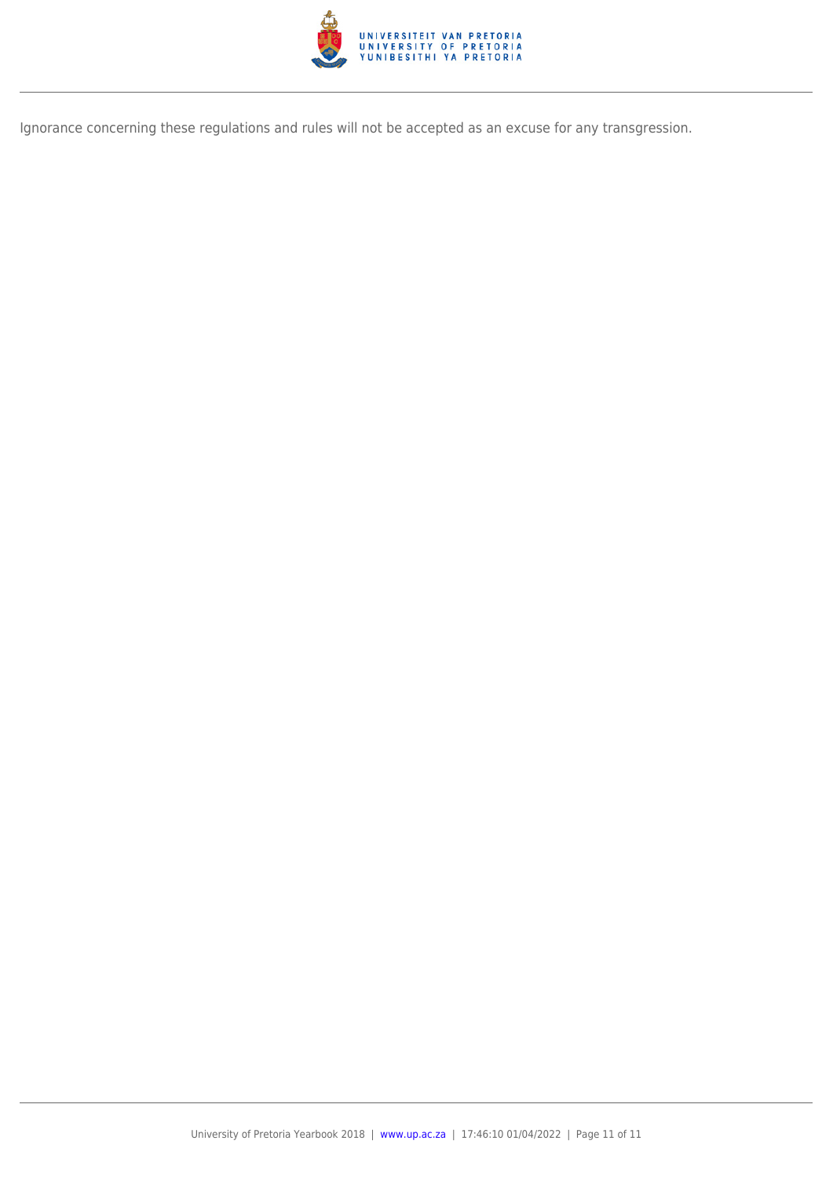Ignorance concerning these regulations and rules will not be accepted as an excuse for any transgression.